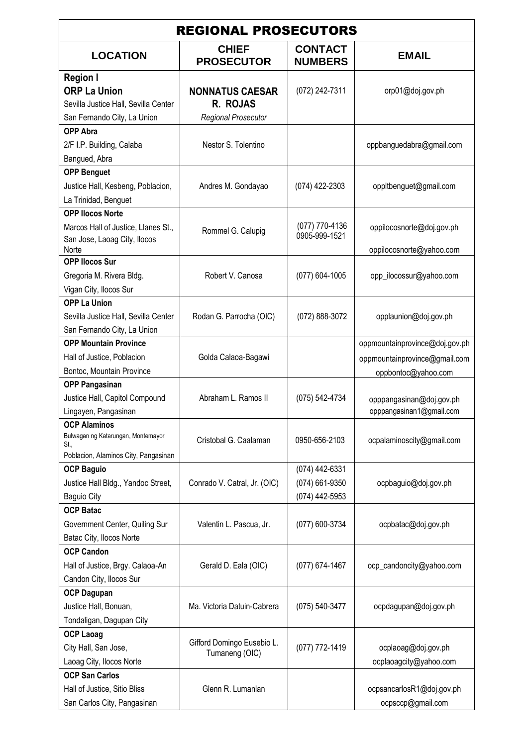# REGIONAL PROSECUTORS

| LOCATION | CHIEF PROSECUTOR | CONTACT NUMBERS | EMAIL |
|---|---|---|---|
| **Region I**<br>**ORP La Union**<br>Sevilla Justice Hall, Sevilla Center<br>San Fernando City, La Union | **NONNATUS CAESAR R. ROJAS**<br>*Regional Prosecutor* | (072) 242-7311 | orp01@doj.gov.ph |
| **OPP Abra**<br>2/F I.P. Building, Calaba<br>Bangued, Abra | Nestor S. Tolentino | | oppbanguedabra@gmail.com |
| **OPP Benguet**<br>Justice Hall, Kesbeng, Poblacion,<br>La Trinidad, Benguet | Andres M. Gondayao | (074) 422-2303 | oppltbenguet@gmail.com |
| **OPP Ilocos Norte**<br>Marcos Hall of Justice, Llanes St., San Jose, Laoag City, Ilocos Norte | Rommel G. Calupig | (077) 770-4136<br>0905-999-1521 | oppilocosnorte@doj.gov.ph<br>oppilocosnorte@yahoo.com |
| **OPP Ilocos Sur**<br>Gregoria M. Rivera Bldg.<br>Vigan City, Ilocos Sur | Robert V. Canosa | (077) 604-1005 | opp_ilocossur@yahoo.com |
| **OPP La Union**<br>Sevilla Justice Hall, Sevilla Center<br>San Fernando City, La Union | Rodan G. Parrocha (OIC) | (072) 888-3072 | opplaunion@doj.gov.ph |
| **OPP Mountain Province**<br>Hall of Justice, Poblacion<br>Bontoc, Mountain Province | Golda Calaoa-Bagawi | | oppmountainprovince@doj.gov.ph<br>oppmountainprovince@gmail.com<br>oppbontoc@yahoo.com |
| **OPP Pangasinan**<br>Justice Hall, Capitol Compound<br>Lingayen, Pangasinan | Abraham L. Ramos II | (075) 542-4734 | opppangasinan@doj.gov.ph<br>opppangasinan1@gmail.com |
| **OCP Alaminos**<br>Bulwagan ng Katarungan, Montemayor St.,<br>Poblacion, Alaminos City, Pangasinan | Cristobal G. Caalaman | 0950-656-2103 | ocpalaminoscity@gmail.com |
| **OCP Baguio**<br>Justice Hall Bldg., Yandoc Street,<br>Baguio City | Conrado V. Catral, Jr. (OIC) | (074) 442-6331<br>(074) 661-9350<br>(074) 442-5953 | ocpbaguio@doj.gov.ph |
| **OCP Batac**<br>Government Center, Quiling Sur<br>Batac City, Ilocos Norte | Valentin L. Pascua, Jr. | (077) 600-3734 | ocpbatac@doj.gov.ph |
| **OCP Candon**<br>Hall of Justice, Brgy. Calaoa-An<br>Candon City, Ilocos Sur | Gerald D. Eala (OIC) | (077) 674-1467 | ocp_candoncity@yahoo.com |
| **OCP Dagupan**<br>Justice Hall, Bonuan,<br>Tondaligan, Dagupan City | Ma. Victoria Datuin-Cabrera | (075) 540-3477 | ocpdagupan@doj.gov.ph |
| **OCP Laoag**<br>City Hall, San Jose,<br>Laoag City, Ilocos Norte | Gifford Domingo Eusebio L. Tumaneng (OIC) | (077) 772-1419 | ocplaoag@doj.gov.ph<br>ocplaoagcity@yahoo.com |
| **OCP San Carlos**<br>Hall of Justice, Sitio Bliss<br>San Carlos City, Pangasinan | Glenn R. Lumanlan | | ocpsancarlosR1@doj.gov.ph<br>ocpsccp@gmail.com |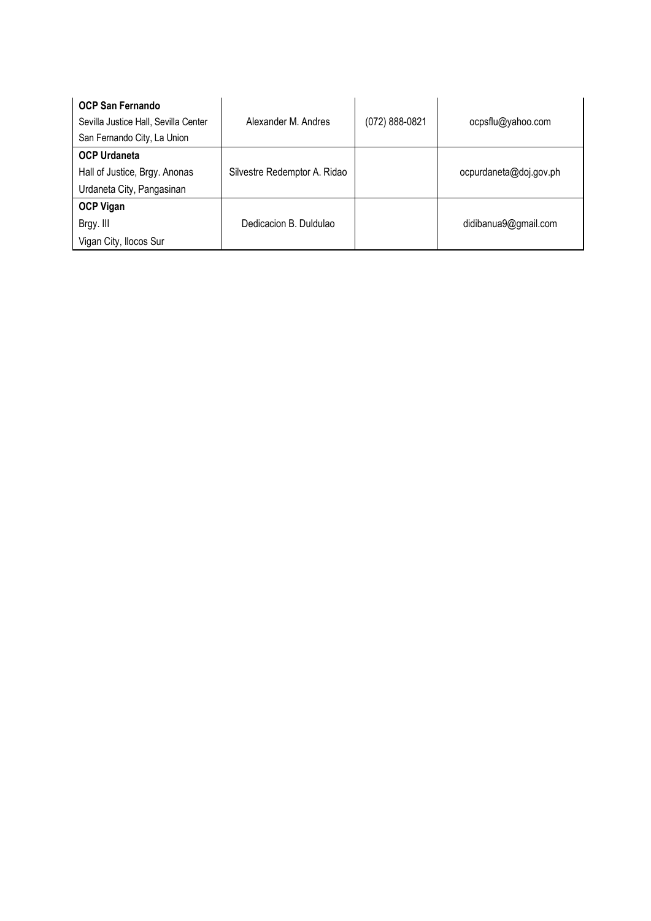| | | | |
|---|---|---|---|
| **OCP San Fernando**<br>Sevilla Justice Hall, Sevilla Center<br>San Fernando City, La Union | Alexander M. Andres | (072) 888-0821 | ocpsflu@yahoo.com |
| **OCP Urdaneta**<br>Hall of Justice, Brgy. Anonas<br>Urdaneta City, Pangasinan | Silvestre Redemptor A. Ridao | | ocpurdaneta@doj.gov.ph |
| **OCP Vigan**<br>Brgy. III<br>Vigan City, Ilocos Sur | Dedicacion B. Duldulao | | didibanua9@gmail.com |